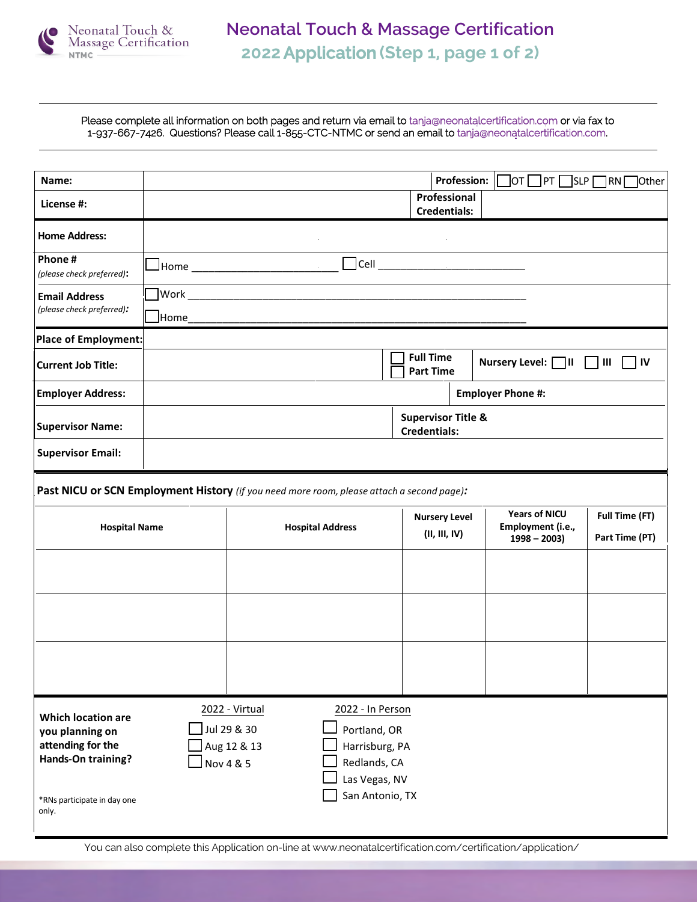Neonatal Touch & Massage Certification NTMC

# Neonatal Touch & Massage Certification

## 2022 Application (Step 1, page 1 of 2)

Please complete all information on both pages and return via email to tanja@neonatalcertification.com or via fax to 1-937-667-7426. Questions? Please call 1-855-CTC-NTMC or send an email to tanja@neonatalcertification.com.

| | | | |
|---|---|---|---|
| **Name:** | | **Profession:** | ☐ OT ☐ PT ☐ SLP ☐ RN ☐ Other |
| **License #:** | | **Professional Credentials:** | |
| **Home Address:** | | | |
| **Phone #** *(please check preferred)*: | ☐ Home ______________ ☐ Cell ______________ | | |
| **Email Address** *(please check preferred)*: | ☐ Work ______________ ☐ Home ______________ | | |
| **Place of Employment:** | | | |
| **Current Job Title:** | | ☐ Full Time ☐ Part Time | **Nursery Level:** ☐ II ☐ III ☐ IV |
| **Employer Address:** | | **Employer Phone #:** | |
| **Supervisor Name:** | | **Supervisor Title & Credentials:** | |
| **Supervisor Email:** | | | |

**Past NICU or SCN Employment History** *(if you need more room, please attach a second page)*:

| Hospital Name | Hospital Address | Nursery Level (II, III, IV) | Years of NICU Employment (i.e., 1998 – 2003) | Full Time (FT) Part Time (PT) |
|---|---|---|---|---|
| | | | | |
| | | | | |
| | | | | |

**Which location are you planning on attending for the Hands-On training?**

*RNs participate in day one only.

2022 - Virtual
- ☐ Jul 29 & 30
- ☐ Aug 12 & 13
- ☐ Nov 4 & 5

2022 - In Person
- ☐ Portland, OR
- ☐ Harrisburg, PA
- ☐ Redlands, CA
- ☐ Las Vegas, NV
- ☐ San Antonio, TX

You can also complete this Application on-line at www.neonatalcertification.com/certification/application/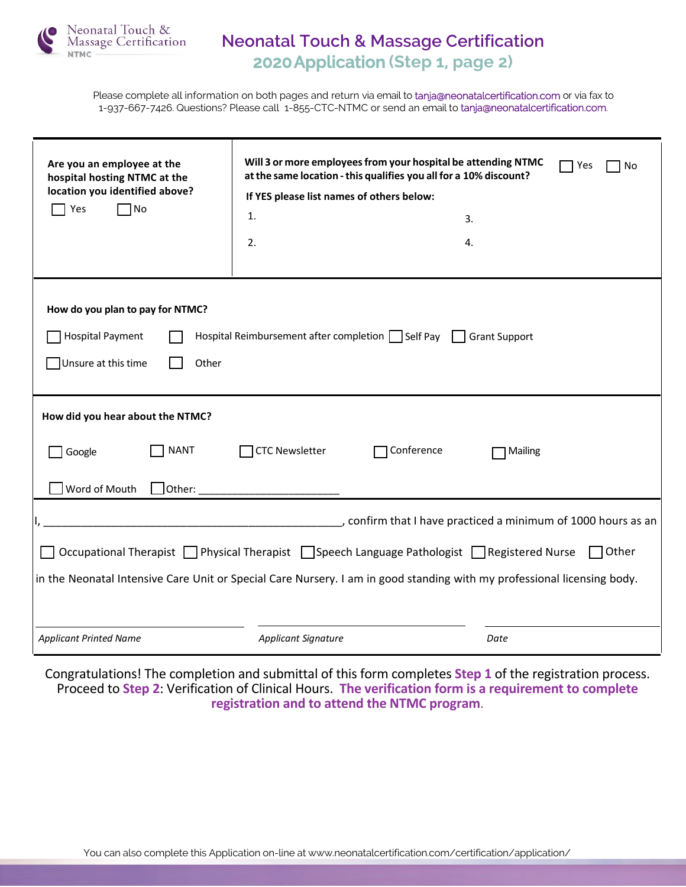Neonatal Touch & Massage Certification
NTMC

# Neonatal Touch & Massage Certification

## 2020 Application (Step 1, page 2)

Please complete all information on both pages and return via email to tanja@neonatalcertification.com or via fax to 1-937-667-7426. Questions? Please call 1-855-CTC-NTMC or send an email to tanja@neonatalcertification.com.

**Are you an employee at the hospital hosting NTMC at the location you identified above?**

☐ Yes ☐ No

**Will 3 or more employees from your hospital be attending NTMC at the same location - this qualifies you all for a 10% discount?** ☐ Yes ☐ No

**If YES please list names of others below:**

1.
2.
3.
4.

**How do you plan to pay for NTMC?**

☐ Hospital Payment ☐ Hospital Reimbursement after completion ☐ Self Pay ☐ Grant Support

☐ Unsure at this time ☐ Other

**How did you hear about the NTMC?**

☐ Google ☐ NANT ☐ CTC Newsletter ☐ Conference ☐ Mailing

☐ Word of Mouth ☐ Other: ________________________

I, ____________________________________________________, confirm that I have practiced a minimum of 1000 hours as an

☐ Occupational Therapist ☐ Physical Therapist ☐ Speech Language Pathologist ☐ Registered Nurse ☐ Other

in the Neonatal Intensive Care Unit or Special Care Nursery. I am in good standing with my professional licensing body.

| | | |
|---|---|---|
| *Applicant Printed Name* | *Applicant Signature* | *Date* |

Congratulations! The completion and submittal of this form completes **Step 1** of the registration process. Proceed to **Step 2**: Verification of Clinical Hours. **The verification form is a requirement to complete registration and to attend the NTMC program.**

You can also complete this Application on-line at www.neonatalcertification.com/certification/application/